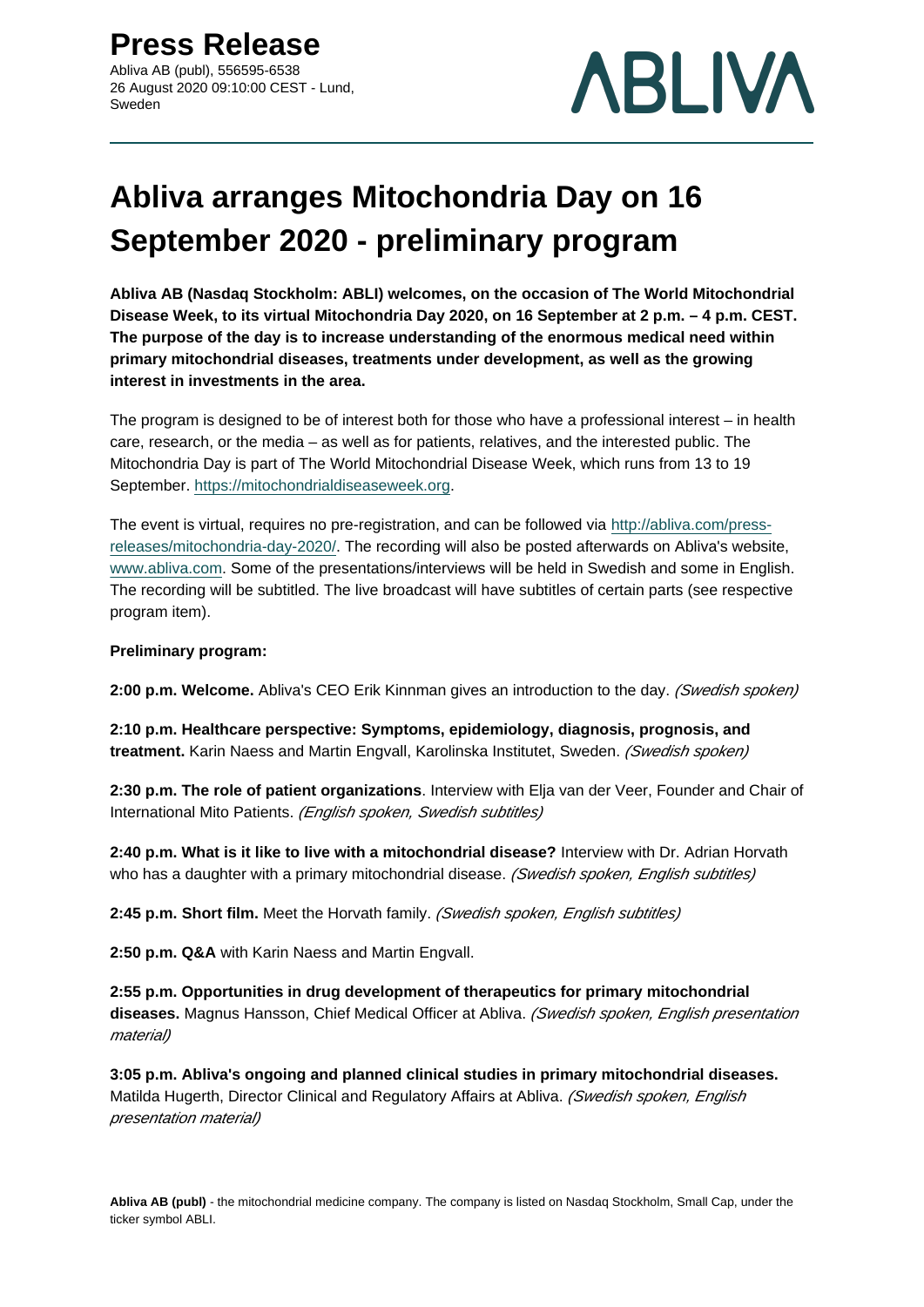# Press Release

Abliva AB (publ), 556595-6538
26 August 2020 09:10:00 CEST - Lund, Sweden

# Abliva arranges Mitochondria Day on 16 September 2020 - preliminary program

**Abliva AB (Nasdaq Stockholm: ABLI) welcomes, on the occasion of The World Mitochondrial Disease Week, to its virtual Mitochondria Day 2020, on 16 September at 2 p.m. – 4 p.m. CEST. The purpose of the day is to increase understanding of the enormous medical need within primary mitochondrial diseases, treatments under development, as well as the growing interest in investments in the area.**

The program is designed to be of interest both for those who have a professional interest – in health care, research, or the media – as well as for patients, relatives, and the interested public. The Mitochondria Day is part of The World Mitochondrial Disease Week, which runs from 13 to 19 September. https://mitochondrialdiseaseweek.org.

The event is virtual, requires no pre-registration, and can be followed via http://abliva.com/press-releases/mitochondria-day-2020/. The recording will also be posted afterwards on Abliva's website, www.abliva.com. Some of the presentations/interviews will be held in Swedish and some in English. The recording will be subtitled. The live broadcast will have subtitles of certain parts (see respective program item).

**Preliminary program:**

**2:00 p.m. Welcome.** Abliva's CEO Erik Kinnman gives an introduction to the day. *(Swedish spoken)*

**2:10 p.m. Healthcare perspective: Symptoms, epidemiology, diagnosis, prognosis, and treatment.** Karin Naess and Martin Engvall, Karolinska Institutet, Sweden. *(Swedish spoken)*

**2:30 p.m. The role of patient organizations**. Interview with Elja van der Veer, Founder and Chair of International Mito Patients. *(English spoken, Swedish subtitles)*

**2:40 p.m. What is it like to live with a mitochondrial disease?** Interview with Dr. Adrian Horvath who has a daughter with a primary mitochondrial disease. *(Swedish spoken, English subtitles)*

**2:45 p.m. Short film.** Meet the Horvath family. *(Swedish spoken, English subtitles)*

**2:50 p.m. Q&A** with Karin Naess and Martin Engvall.

**2:55 p.m. Opportunities in drug development of therapeutics for primary mitochondrial diseases.** Magnus Hansson, Chief Medical Officer at Abliva. *(Swedish spoken, English presentation material)*

**3:05 p.m. Abliva's ongoing and planned clinical studies in primary mitochondrial diseases.** Matilda Hugerth, Director Clinical and Regulatory Affairs at Abliva. *(Swedish spoken, English presentation material)*

**Abliva AB (publ)** - the mitochondrial medicine company. The company is listed on Nasdaq Stockholm, Small Cap, under the ticker symbol ABLI.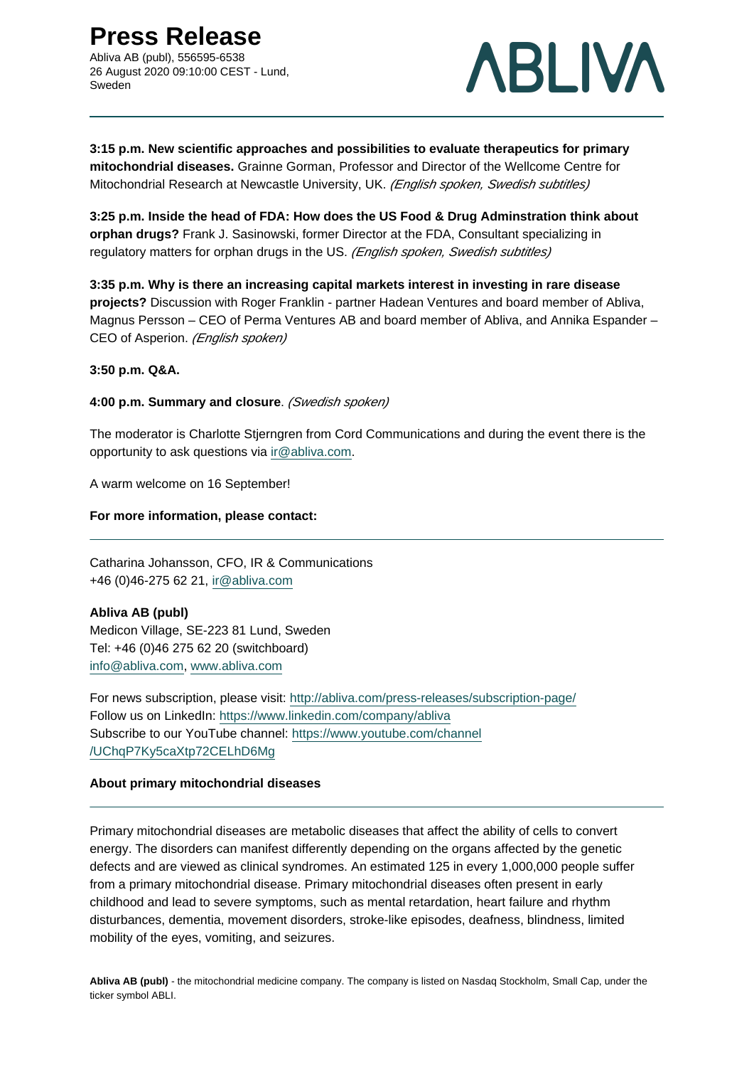**3:15 p.m. New scientific approaches and possibilities to evaluate therapeutics for primary mitochondrial diseases.** Grainne Gorman, Professor and Director of the Wellcome Centre for Mitochondrial Research at Newcastle University, UK. *(English spoken, Swedish subtitles)*

**3:25 p.m. Inside the head of FDA: How does the US Food & Drug Adminstration think about orphan drugs?** Frank J. Sasinowski, former Director at the FDA, Consultant specializing in regulatory matters for orphan drugs in the US. *(English spoken, Swedish subtitles)*

**3:35 p.m. Why is there an increasing capital markets interest in investing in rare disease projects?** Discussion with Roger Franklin - partner Hadean Ventures and board member of Abliva, Magnus Persson – CEO of Perma Ventures AB and board member of Abliva, and Annika Espander – CEO of Asperion. *(English spoken)*

**3:50 p.m. Q&A.**

**4:00 p.m. Summary and closure**. *(Swedish spoken)*

The moderator is Charlotte Stjerngren from Cord Communications and during the event there is the opportunity to ask questions via ir@abliva.com.

A warm welcome on 16 September!

**For more information, please contact:**

Catharina Johansson, CFO, IR & Communications
+46 (0)46-275 62 21, ir@abliva.com

**Abliva AB (publ)**
Medicon Village, SE-223 81 Lund, Sweden
Tel: +46 (0)46 275 62 20 (switchboard)
info@abliva.com, www.abliva.com

For news subscription, please visit: http://abliva.com/press-releases/subscription-page/
Follow us on LinkedIn: https://www.linkedin.com/company/abliva
Subscribe to our YouTube channel: https://www.youtube.com/channel/UChqP7Ky5caXtp72CELhD6Mg

**About primary mitochondrial diseases**

Primary mitochondrial diseases are metabolic diseases that affect the ability of cells to convert energy. The disorders can manifest differently depending on the organs affected by the genetic defects and are viewed as clinical syndromes. An estimated 125 in every 1,000,000 people suffer from a primary mitochondrial disease. Primary mitochondrial diseases often present in early childhood and lead to severe symptoms, such as mental retardation, heart failure and rhythm disturbances, dementia, movement disorders, stroke-like episodes, deafness, blindness, limited mobility of the eyes, vomiting, and seizures.

**Abliva AB (publ)** - the mitochondrial medicine company. The company is listed on Nasdaq Stockholm, Small Cap, under the ticker symbol ABLI.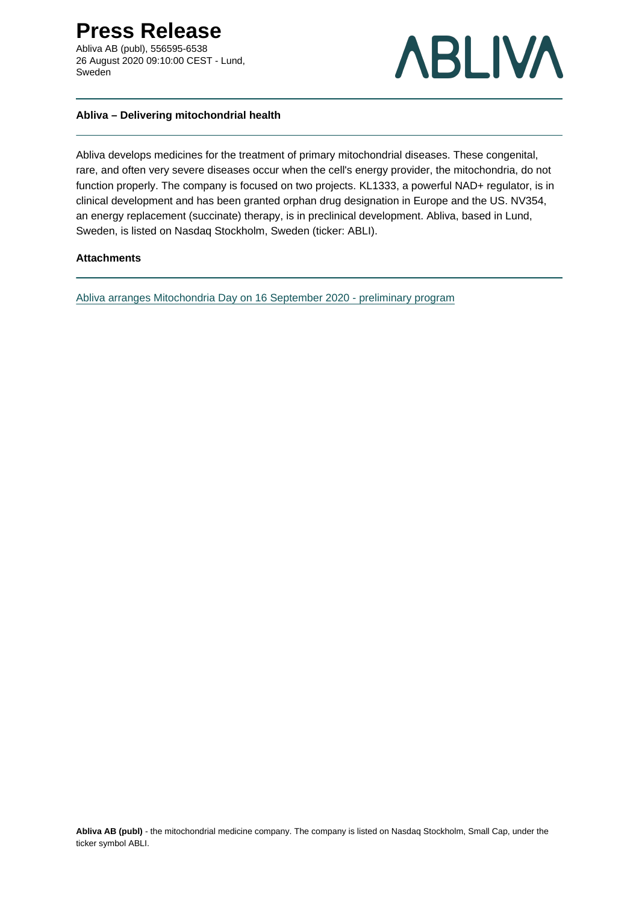# Press Release

Abliva AB (publ), 556595-6538
26 August 2020 09:10:00 CEST - Lund, Sweden

ABLIVA

**Abliva – Delivering mitochondrial health**

Abliva develops medicines for the treatment of primary mitochondrial diseases. These congenital, rare, and often very severe diseases occur when the cell's energy provider, the mitochondria, do not function properly. The company is focused on two projects. KL1333, a powerful NAD+ regulator, is in clinical development and has been granted orphan drug designation in Europe and the US. NV354, an energy replacement (succinate) therapy, is in preclinical development. Abliva, based in Lund, Sweden, is listed on Nasdaq Stockholm, Sweden (ticker: ABLI).

**Attachments**

Abliva arranges Mitochondria Day on 16 September 2020 - preliminary program

**Abliva AB (publ)** - the mitochondrial medicine company. The company is listed on Nasdaq Stockholm, Small Cap, under the ticker symbol ABLI.